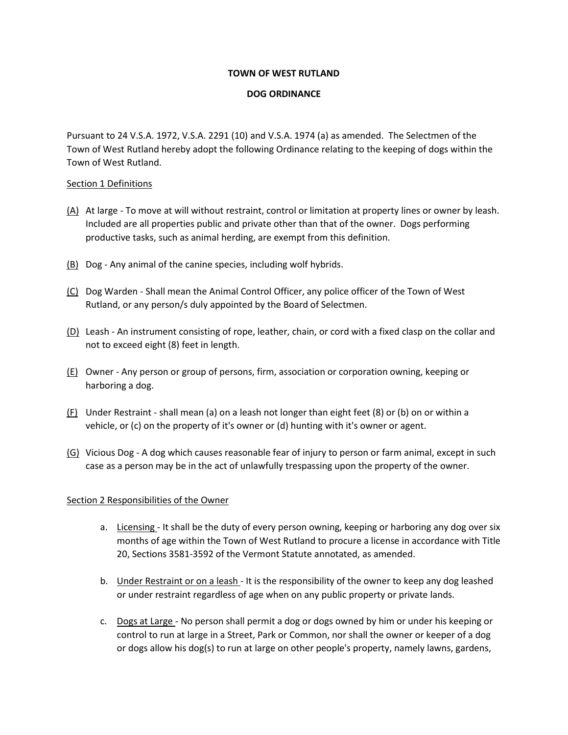**TOWN OF WEST RUTLAND**

**DOG ORDINANCE**

Pursuant to 24 V.S.A. 1972, V.S.A. 2291 (10) and V.S.A. 1974 (a) as amended. The Selectmen of the Town of West Rutland hereby adopt the following Ordinance relating to the keeping of dogs within the Town of West Rutland.

Section 1 Definitions

(A) At large - To move at will without restraint, control or limitation at property lines or owner by leash. Included are all properties public and private other than that of the owner. Dogs performing productive tasks, such as animal herding, are exempt from this definition.

(B) Dog - Any animal of the canine species, including wolf hybrids.

(C) Dog Warden - Shall mean the Animal Control Officer, any police officer of the Town of West Rutland, or any person/s duly appointed by the Board of Selectmen.

(D) Leash - An instrument consisting of rope, leather, chain, or cord with a fixed clasp on the collar and not to exceed eight (8) feet in length.

(E) Owner - Any person or group of persons, firm, association or corporation owning, keeping or harboring a dog.

(F) Under Restraint - shall mean (a) on a leash not longer than eight feet (8) or (b) on or within a vehicle, or (c) on the property of it's owner or (d) hunting with it's owner or agent.

(G) Vicious Dog - A dog which causes reasonable fear of injury to person or farm animal, except in such case as a person may be in the act of unlawfully trespassing upon the property of the owner.

Section 2 Responsibilities of the Owner

a. Licensing - It shall be the duty of every person owning, keeping or harboring any dog over six months of age within the Town of West Rutland to procure a license in accordance with Title 20, Sections 3581-3592 of the Vermont Statute annotated, as amended.

b. Under Restraint or on a leash - It is the responsibility of the owner to keep any dog leashed or under restraint regardless of age when on any public property or private lands.

c. Dogs at Large - No person shall permit a dog or dogs owned by him or under his keeping or control to run at large in a Street, Park or Common, nor shall the owner or keeper of a dog or dogs allow his dog(s) to run at large on other people's property, namely lawns, gardens,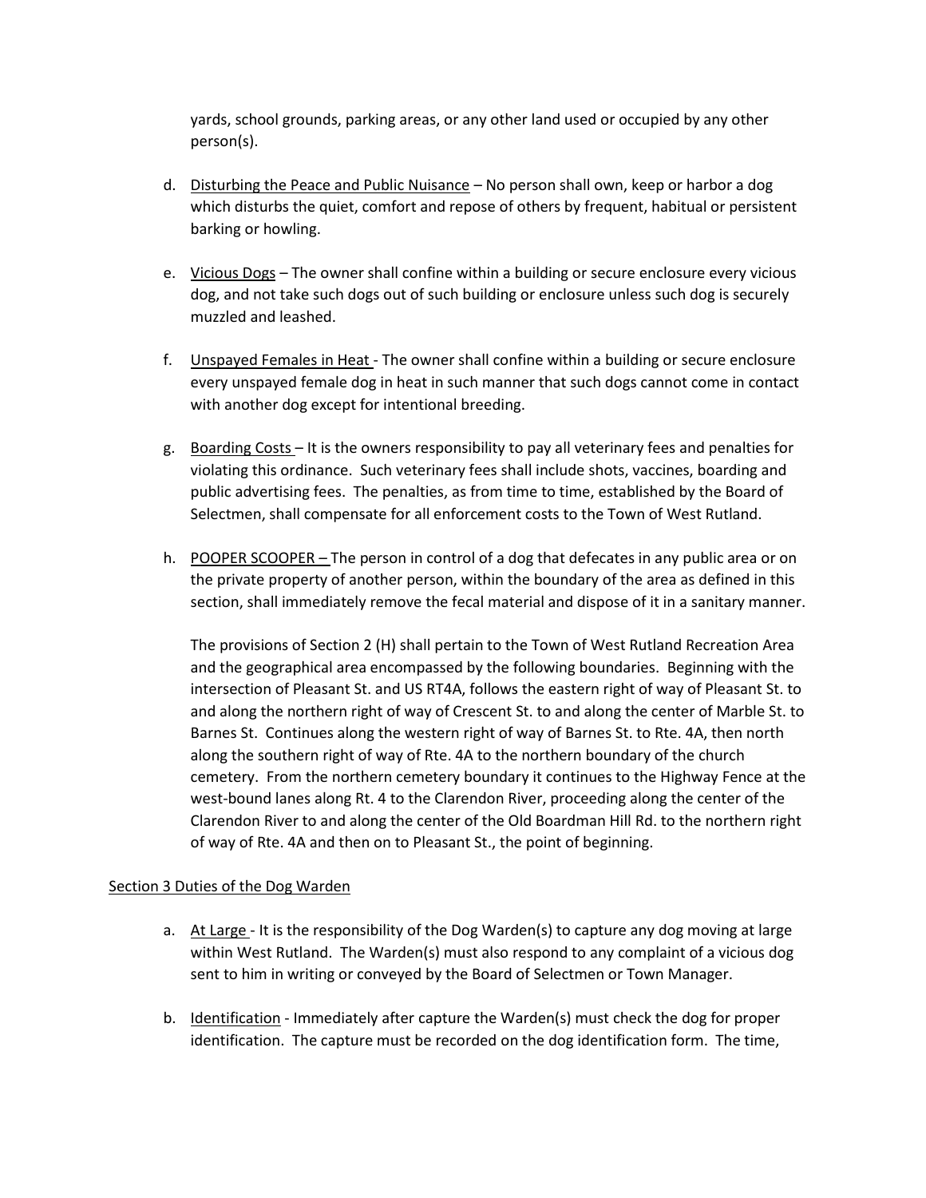yards, school grounds, parking areas, or any other land used or occupied by any other person(s).

d. Disturbing the Peace and Public Nuisance – No person shall own, keep or harbor a dog which disturbs the quiet, comfort and repose of others by frequent, habitual or persistent barking or howling.

e. Vicious Dogs – The owner shall confine within a building or secure enclosure every vicious dog, and not take such dogs out of such building or enclosure unless such dog is securely muzzled and leashed.

f. Unspayed Females in Heat - The owner shall confine within a building or secure enclosure every unspayed female dog in heat in such manner that such dogs cannot come in contact with another dog except for intentional breeding.

g. Boarding Costs – It is the owners responsibility to pay all veterinary fees and penalties for violating this ordinance. Such veterinary fees shall include shots, vaccines, boarding and public advertising fees. The penalties, as from time to time, established by the Board of Selectmen, shall compensate for all enforcement costs to the Town of West Rutland.

h. POOPER SCOOPER – The person in control of a dog that defecates in any public area or on the private property of another person, within the boundary of the area as defined in this section, shall immediately remove the fecal material and dispose of it in a sanitary manner.

   The provisions of Section 2 (H) shall pertain to the Town of West Rutland Recreation Area and the geographical area encompassed by the following boundaries. Beginning with the intersection of Pleasant St. and US RT4A, follows the eastern right of way of Pleasant St. to and along the northern right of way of Crescent St. to and along the center of Marble St. to Barnes St. Continues along the western right of way of Barnes St. to Rte. 4A, then north along the southern right of way of Rte. 4A to the northern boundary of the church cemetery. From the northern cemetery boundary it continues to the Highway Fence at the west-bound lanes along Rt. 4 to the Clarendon River, proceeding along the center of the Clarendon River to and along the center of the Old Boardman Hill Rd. to the northern right of way of Rte. 4A and then on to Pleasant St., the point of beginning.

Section 3 Duties of the Dog Warden

a. At Large - It is the responsibility of the Dog Warden(s) to capture any dog moving at large within West Rutland. The Warden(s) must also respond to any complaint of a vicious dog sent to him in writing or conveyed by the Board of Selectmen or Town Manager.

b. Identification - Immediately after capture the Warden(s) must check the dog for proper identification. The capture must be recorded on the dog identification form. The time,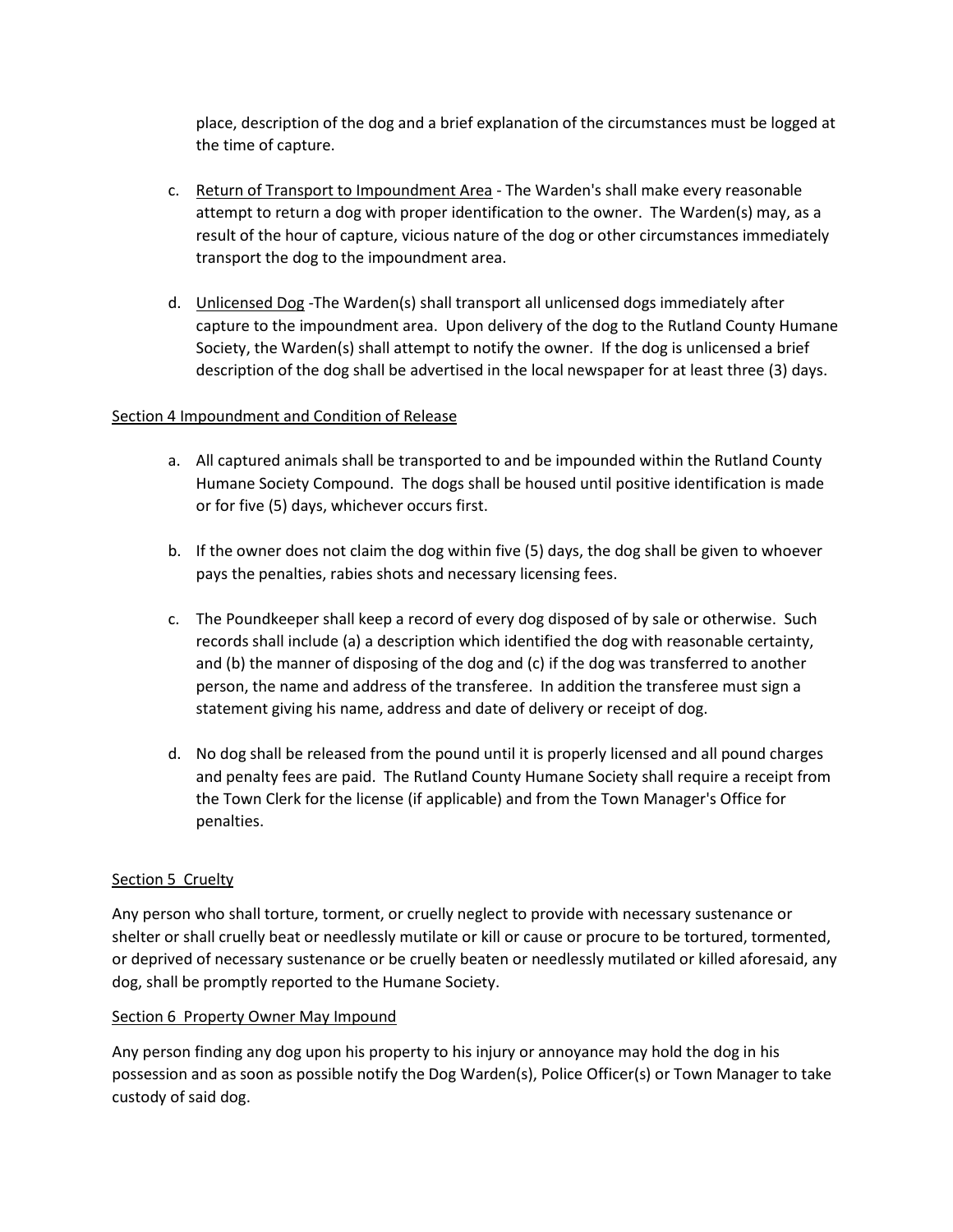place, description of the dog and a brief explanation of the circumstances must be logged at the time of capture.

c. Return of Transport to Impoundment Area - The Warden's shall make every reasonable attempt to return a dog with proper identification to the owner. The Warden(s) may, as a result of the hour of capture, vicious nature of the dog or other circumstances immediately transport the dog to the impoundment area.

d. Unlicensed Dog -The Warden(s) shall transport all unlicensed dogs immediately after capture to the impoundment area. Upon delivery of the dog to the Rutland County Humane Society, the Warden(s) shall attempt to notify the owner. If the dog is unlicensed a brief description of the dog shall be advertised in the local newspaper for at least three (3) days.

Section 4 Impoundment and Condition of Release

a. All captured animals shall be transported to and be impounded within the Rutland County Humane Society Compound. The dogs shall be housed until positive identification is made or for five (5) days, whichever occurs first.

b. If the owner does not claim the dog within five (5) days, the dog shall be given to whoever pays the penalties, rabies shots and necessary licensing fees.

c. The Poundkeeper shall keep a record of every dog disposed of by sale or otherwise. Such records shall include (a) a description which identified the dog with reasonable certainty, and (b) the manner of disposing of the dog and (c) if the dog was transferred to another person, the name and address of the transferee. In addition the transferee must sign a statement giving his name, address and date of delivery or receipt of dog.

d. No dog shall be released from the pound until it is properly licensed and all pound charges and penalty fees are paid. The Rutland County Humane Society shall require a receipt from the Town Clerk for the license (if applicable) and from the Town Manager's Office for penalties.

Section 5 Cruelty

Any person who shall torture, torment, or cruelly neglect to provide with necessary sustenance or shelter or shall cruelly beat or needlessly mutilate or kill or cause or procure to be tortured, tormented, or deprived of necessary sustenance or be cruelly beaten or needlessly mutilated or killed aforesaid, any dog, shall be promptly reported to the Humane Society.

Section 6 Property Owner May Impound

Any person finding any dog upon his property to his injury or annoyance may hold the dog in his possession and as soon as possible notify the Dog Warden(s), Police Officer(s) or Town Manager to take custody of said dog.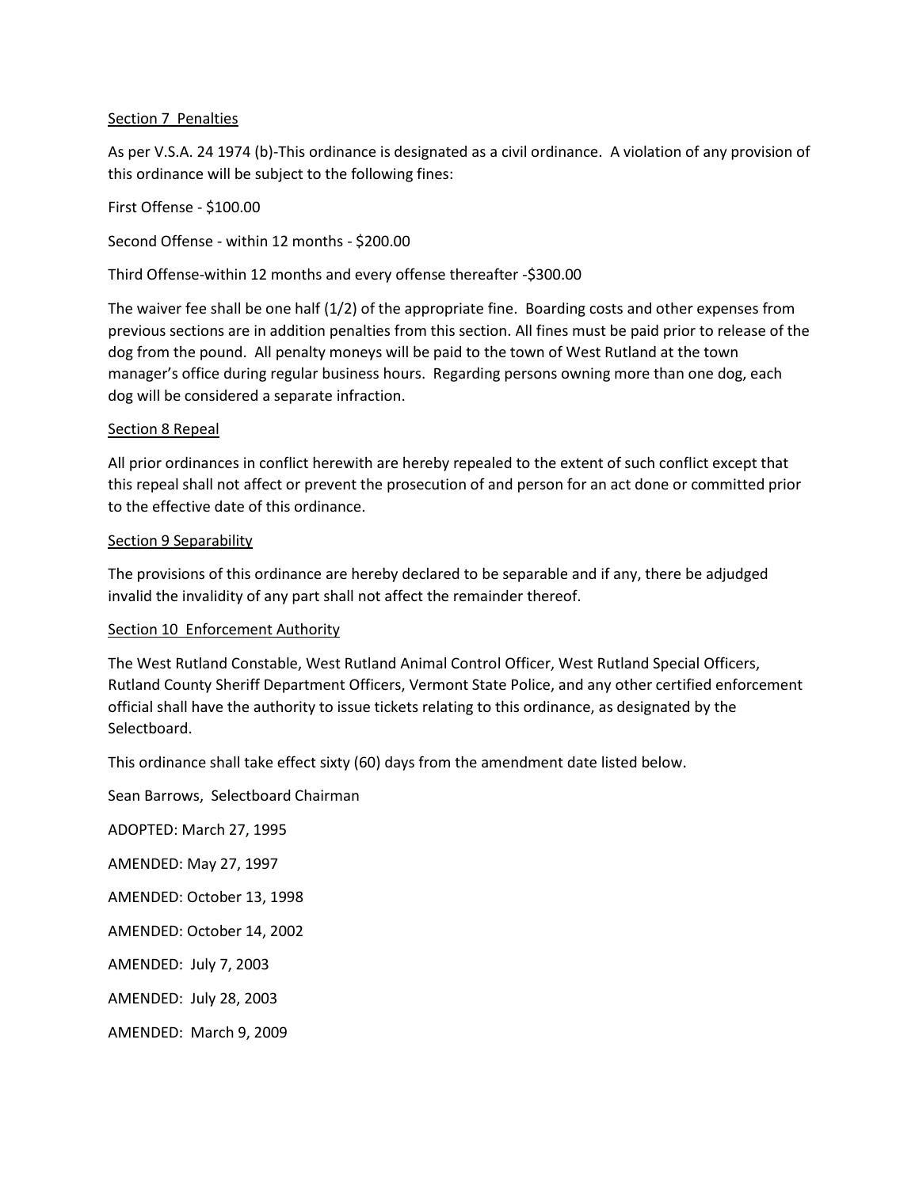Section 7 Penalties

As per V.S.A. 24 1974 (b)-This ordinance is designated as a civil ordinance. A violation of any provision of this ordinance will be subject to the following fines:

First Offense - $100.00

Second Offense - within 12 months - $200.00

Third Offense-within 12 months and every offense thereafter -$300.00

The waiver fee shall be one half (1/2) of the appropriate fine. Boarding costs and other expenses from previous sections are in addition penalties from this section. All fines must be paid prior to release of the dog from the pound. All penalty moneys will be paid to the town of West Rutland at the town manager's office during regular business hours. Regarding persons owning more than one dog, each dog will be considered a separate infraction.

Section 8 Repeal

All prior ordinances in conflict herewith are hereby repealed to the extent of such conflict except that this repeal shall not affect or prevent the prosecution of and person for an act done or committed prior to the effective date of this ordinance.

Section 9 Separability

The provisions of this ordinance are hereby declared to be separable and if any, there be adjudged invalid the invalidity of any part shall not affect the remainder thereof.

Section 10 Enforcement Authority

The West Rutland Constable, West Rutland Animal Control Officer, West Rutland Special Officers, Rutland County Sheriff Department Officers, Vermont State Police, and any other certified enforcement official shall have the authority to issue tickets relating to this ordinance, as designated by the Selectboard.

This ordinance shall take effect sixty (60) days from the amendment date listed below.

Sean Barrows, Selectboard Chairman

ADOPTED: March 27, 1995

AMENDED: May 27, 1997

AMENDED: October 13, 1998

AMENDED: October 14, 2002

AMENDED: July 7, 2003

AMENDED: July 28, 2003

AMENDED: March 9, 2009